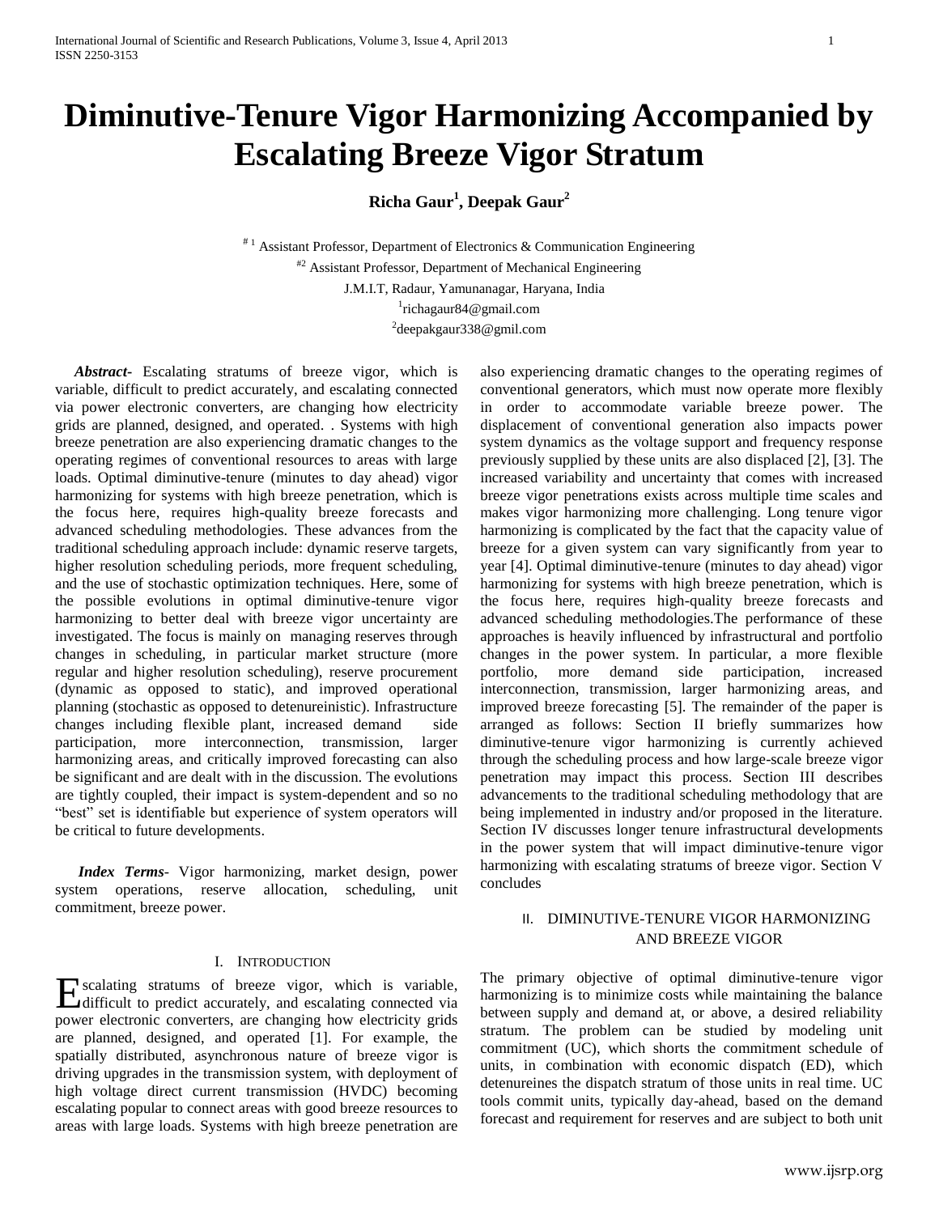# Diminutive-Tenure Vigor Harmonizing Accompanied by Escalating Breeze Vigor Stratum

**Richa Gaur[1], Deepak Gaur[2]**

[# 1] Assistant Professor, Department of Electronics & Communication Engineering
[#2] Assistant Professor, Department of Mechanical Engineering
J.M.I.T, Radaur, Yamunanagar, Haryana, India
[1]richagaur84@gmail.com
[2]deepakgaur338@gmil.com

***Abstract-*** Escalating stratums of breeze vigor, which is variable, difficult to predict accurately, and escalating connected via power electronic converters, are changing how electricity grids are planned, designed, and operated. . Systems with high breeze penetration are also experiencing dramatic changes to the operating regimes of conventional resources to areas with large loads. Optimal diminutive-tenure (minutes to day ahead) vigor harmonizing for systems with high breeze penetration, which is the focus here, requires high-quality breeze forecasts and advanced scheduling methodologies. These advances from the traditional scheduling approach include: dynamic reserve targets, higher resolution scheduling periods, more frequent scheduling, and the use of stochastic optimization techniques. Here, some of the possible evolutions in optimal diminutive-tenure vigor harmonizing to better deal with breeze vigor uncertainty are investigated. The focus is mainly on managing reserves through changes in scheduling, in particular market structure (more regular and higher resolution scheduling), reserve procurement (dynamic as opposed to static), and improved operational planning (stochastic as opposed to detenureinistic). Infrastructure changes including flexible plant, increased demand side participation, more interconnection, transmission, larger harmonizing areas, and critically improved forecasting can also be significant and are dealt with in the discussion. The evolutions are tightly coupled, their impact is system-dependent and so no "best" set is identifiable but experience of system operators will be critical to future developments.

***Index Terms*****-** Vigor harmonizing, market design, power system operations, reserve allocation, scheduling, unit commitment, breeze power.

## I. Introduction

Escalating stratums of breeze vigor, which is variable, difficult to predict accurately, and escalating connected via power electronic converters, are changing how electricity grids are planned, designed, and operated [1]. For example, the spatially distributed, asynchronous nature of breeze vigor is driving upgrades in the transmission system, with deployment of high voltage direct current transmission (HVDC) becoming escalating popular to connect areas with good breeze resources to areas with large loads. Systems with high breeze penetration are also experiencing dramatic changes to the operating regimes of conventional generators, which must now operate more flexibly in order to accommodate variable breeze power. The displacement of conventional generation also impacts power system dynamics as the voltage support and frequency response previously supplied by these units are also displaced [2], [3]. The increased variability and uncertainty that comes with increased breeze vigor penetrations exists across multiple time scales and makes vigor harmonizing more challenging. Long tenure vigor harmonizing is complicated by the fact that the capacity value of breeze for a given system can vary significantly from year to year [4]. Optimal diminutive-tenure (minutes to day ahead) vigor harmonizing for systems with high breeze penetration, which is the focus here, requires high-quality breeze forecasts and advanced scheduling methodologies.The performance of these approaches is heavily influenced by infrastructural and portfolio changes in the power system. In particular, a more flexible portfolio, more demand side participation, increased interconnection, transmission, larger harmonizing areas, and improved breeze forecasting [5]. The remainder of the paper is arranged as follows: Section II briefly summarizes how diminutive-tenure vigor harmonizing is currently achieved through the scheduling process and how large-scale breeze vigor penetration may impact this process. Section III describes advancements to the traditional scheduling methodology that are being implemented in industry and/or proposed in the literature. Section IV discusses longer tenure infrastructural developments in the power system that will impact diminutive-tenure vigor harmonizing with escalating stratums of breeze vigor. Section V concludes

## II. Diminutive-Tenure Vigor Harmonizing and Breeze Vigor

The primary objective of optimal diminutive-tenure vigor harmonizing is to minimize costs while maintaining the balance between supply and demand at, or above, a desired reliability stratum. The problem can be studied by modeling unit commitment (UC), which shorts the commitment schedule of units, in combination with economic dispatch (ED), which detenureines the dispatch stratum of those units in real time. UC tools commit units, typically day-ahead, based on the demand forecast and requirement for reserves and are subject to both unit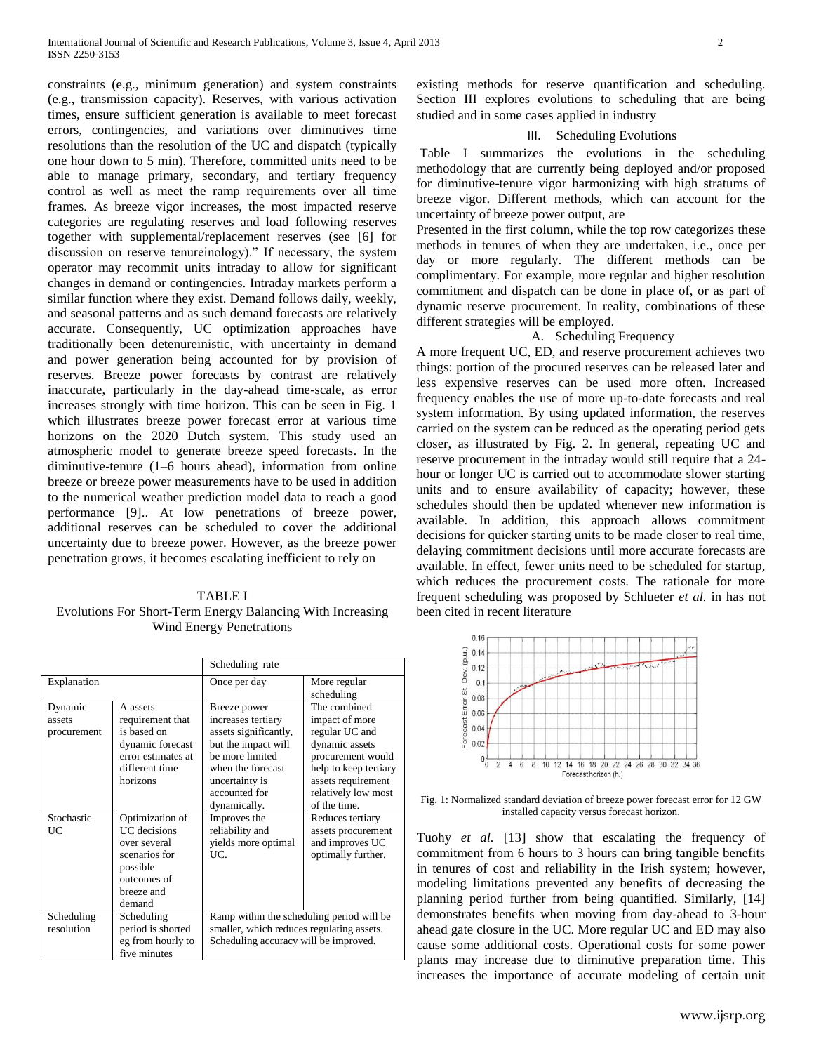constraints (e.g., minimum generation) and system constraints (e.g., transmission capacity). Reserves, with various activation times, ensure sufficient generation is available to meet forecast errors, contingencies, and variations over diminutives time resolutions than the resolution of the UC and dispatch (typically one hour down to 5 min). Therefore, committed units need to be able to manage primary, secondary, and tertiary frequency control as well as meet the ramp requirements over all time frames. As breeze vigor increases, the most impacted reserve categories are regulating reserves and load following reserves together with supplemental/replacement reserves (see [6] for discussion on reserve tenureinology)." If necessary, the system operator may recommit units intraday to allow for significant changes in demand or contingencies. Intraday markets perform a similar function where they exist. Demand follows daily, weekly, and seasonal patterns and as such demand forecasts are relatively accurate. Consequently, UC optimization approaches have traditionally been detenureinistic, with uncertainty in demand and power generation being accounted for by provision of reserves. Breeze power forecasts by contrast are relatively inaccurate, particularly in the day-ahead time-scale, as error increases strongly with time horizon. This can be seen in Fig. 1 which illustrates breeze power forecast error at various time horizons on the 2020 Dutch system. This study used an atmospheric model to generate breeze speed forecasts. In the diminutive-tenure (1–6 hours ahead), information from online breeze or breeze power measurements have to be used in addition to the numerical weather prediction model data to reach a good performance [9].. At low penetrations of breeze power, additional reserves can be scheduled to cover the additional uncertainty due to breeze power. However, as the breeze power penetration grows, it becomes escalating inefficient to rely on

TABLE I
Evolutions For Short-Term Energy Balancing With Increasing Wind Energy Penetrations

| | | Scheduling rate | |
|---|---|---|---|
| Explanation | | Once per day | More regular scheduling |
| Dynamic assets procurement | A assets requirement that is based on dynamic forecast error estimates at different time horizons | Breeze power increases tertiary assets significantly, but the impact will be more limited when the forecast uncertainty is accounted for dynamically. | The combined impact of more regular UC and dynamic assets procurement would help to keep tertiary assets requirement relatively low most of the time. |
| Stochastic UC | Optimization of UC decisions over several scenarios for possible outcomes of breeze and demand | Improves the reliability and yields more optimal UC. | Reduces tertiary assets procurement and improves UC optimally further. |
| Scheduling resolution | Scheduling period is shorted eg from hourly to five minutes | Ramp within the scheduling period will be smaller, which reduces regulating assets. Scheduling accuracy will be improved. | |

existing methods for reserve quantification and scheduling. Section III explores evolutions to scheduling that are being studied and in some cases applied in industry

## III. Scheduling Evolutions

Table I summarizes the evolutions in the scheduling methodology that are currently being deployed and/or proposed for diminutive-tenure vigor harmonizing with high stratums of breeze vigor. Different methods, which can account for the uncertainty of breeze power output, are

Presented in the first column, while the top row categorizes these methods in tenures of when they are undertaken, i.e., once per day or more regularly. The different methods can be complimentary. For example, more regular and higher resolution commitment and dispatch can be done in place of, or as part of dynamic reserve procurement. In reality, combinations of these different strategies will be employed.

### A. Scheduling Frequency

A more frequent UC, ED, and reserve procurement achieves two things: portion of the procured reserves can be released later and less expensive reserves can be used more often. Increased frequency enables the use of more up-to-date forecasts and real system information. By using updated information, the reserves carried on the system can be reduced as the operating period gets closer, as illustrated by Fig. 2. In general, repeating UC and reserve procurement in the intraday would still require that a 24-hour or longer UC is carried out to accommodate slower starting units and to ensure availability of capacity; however, these schedules should then be updated whenever new information is available. In addition, this approach allows commitment decisions for quicker starting units to be made closer to real time, delaying commitment decisions until more accurate forecasts are available. In effect, fewer units need to be scheduled for startup, which reduces the procurement costs. The rationale for more frequent scheduling was proposed by Schlueter *et al.* in has not been cited in recent literature

Fig. 1: Normalized standard deviation of breeze power forecast error for 12 GW installed capacity versus forecast horizon.

Tuohy *et al.* [13] show that escalating the frequency of commitment from 6 hours to 3 hours can bring tangible benefits in tenures of cost and reliability in the Irish system; however, modeling limitations prevented any benefits of decreasing the planning period further from being quantified. Similarly, [14] demonstrates benefits when moving from day-ahead to 3-hour ahead gate closure in the UC. More regular UC and ED may also cause some additional costs. Operational costs for some power plants may increase due to diminutive preparation time. This increases the importance of accurate modeling of certain unit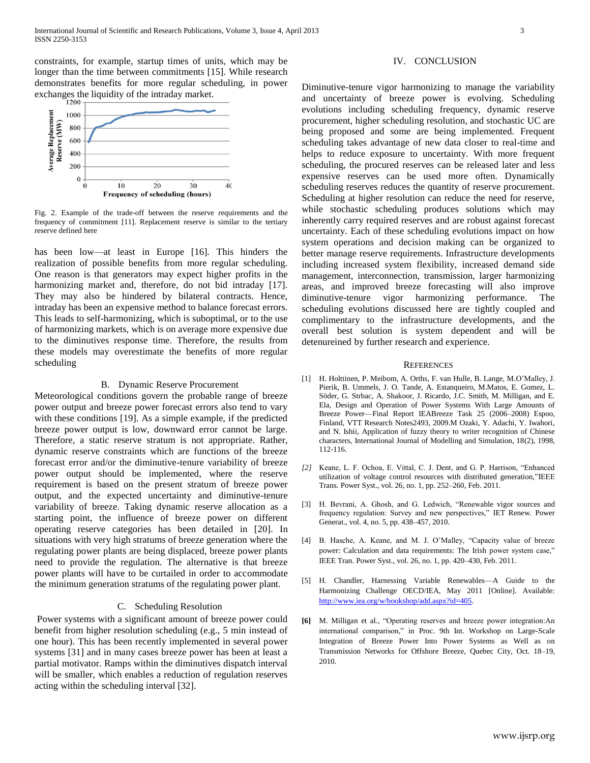constraints, for example, startup times of units, which may be longer than the time between commitments [15]. While research demonstrates benefits for more regular scheduling, in power exchanges the liquidity of the intraday market.

1200
1000
800
600
400
200
0
Average Replacement Reserve (MW)
0
10
20
30
40
Frequency of scheduling (hours)

Fig. 2. Example of the trade-off between the reserve requirements and the frequency of commitment [11]. Replacement reserve is similar to the tertiary reserve defined here

has been low—at least in Europe [16]. This hinders the realization of possible benefits from more regular scheduling. One reason is that generators may expect higher profits in the harmonizing market and, therefore, do not bid intraday [17]. They may also be hindered by bilateral contracts. Hence, intraday has been an expensive method to balance forecast errors. This leads to self-harmonizing, which is suboptimal, or to the use of harmonizing markets, which is on average more expensive due to the diminutives response time. Therefore, the results from these models may overestimate the benefits of more regular scheduling

### B. Dynamic Reserve Procurement

Meteorological conditions govern the probable range of breeze power output and breeze power forecast errors also tend to vary with these conditions [19]. As a simple example, if the predicted breeze power output is low, downward error cannot be large. Therefore, a static reserve stratum is not appropriate. Rather, dynamic reserve constraints which are functions of the breeze forecast error and/or the diminutive-tenure variability of breeze power output should be implemented, where the reserve requirement is based on the present stratum of breeze power output, and the expected uncertainty and diminutive-tenure variability of breeze. Taking dynamic reserve allocation as a starting point, the influence of breeze power on different operating reserve categories has been detailed in [20]. In situations with very high stratums of breeze generation where the regulating power plants are being displaced, breeze power plants need to provide the regulation. The alternative is that breeze power plants will have to be curtailed in order to accommodate the minimum generation stratums of the regulating power plant.

### C. Scheduling Resolution

Power systems with a significant amount of breeze power could benefit from higher resolution scheduling (e.g., 5 min instead of one hour). This has been recently implemented in several power systems [31] and in many cases breeze power has been at least a partial motivator. Ramps within the diminutives dispatch interval will be smaller, which enables a reduction of regulation reserves acting within the scheduling interval [32].

## IV. Conclusion

Diminutive-tenure vigor harmonizing to manage the variability and uncertainty of breeze power is evolving. Scheduling evolutions including scheduling frequency, dynamic reserve procurement, higher scheduling resolution, and stochastic UC are being proposed and some are being implemented. Frequent scheduling takes advantage of new data closer to real-time and helps to reduce exposure to uncertainty. With more frequent scheduling, the procured reserves can be released later and less expensive reserves can be used more often. Dynamically scheduling reserves reduces the quantity of reserve procurement. Scheduling at higher resolution can reduce the need for reserve, while stochastic scheduling produces solutions which may inherently carry required reserves and are robust against forecast uncertainty. Each of these scheduling evolutions impact on how system operations and decision making can be organized to better manage reserve requirements. Infrastructure developments including increased system flexibility, increased demand side management, interconnection, transmission, larger harmonizing areas, and improved breeze forecasting will also improve diminutive-tenure vigor harmonizing performance. The scheduling evolutions discussed here are tightly coupled and complimentary to the infrastructure developments, and the overall best solution is system dependent and will be detenureined by further research and experience.

## References

[1] H. Holttinen, P. Meibom, A. Orths, F. van Hulle, B. Lange, M.O'Malley, J. Pierik, B. Ummels, J. O. Tande, A. Estanqueiro, M.Matos, E. Gomez, L. Söder, G. Strbac, A. Shakoor, J. Ricardo, J.C. Smith, M. Milligan, and E. Ela, Design and Operation of Power Systems With Large Amounts of Breeze Power—Final Report IEABreeze Task 25 (2006–2008) Espoo, Finland, VTT Research Notes2493, 2009.M Ozaki, Y. Adachi, Y. Iwahori, and N. Ishii, Application of fuzzy theory to writer recognition of Chinese characters, International Journal of Modelling and Simulation, 18(2), 1998, 112-116.

*[2]* Keane, L. F. Ochoa, E. Vittal, C. J. Dent, and G. P. Harrison, "Enhanced utilization of voltage control resources with distributed generation,"IEEE Trans. Power Syst., vol. 26, no. 1, pp. 252–260, Feb. 2011.

[3] H. Bevrani, A. Ghosh, and G. Ledwich, "Renewable vigor sources and frequency regulation: Survey and new perspectives," IET Renew. Power Generat., vol. 4, no. 5, pp. 438–457, 2010.

[4] B. Hasche, A. Keane, and M. J. O'Malley, "Capacity value of breeze power: Calculation and data requirements: The Irish power system case," IEEE Tran. Power Syst., vol. 26, no. 1, pp. 420–430, Feb. 2011.

[5] H. Chandler, Harnessing Variable Renewables—A Guide to the Harmonizing Challenge OECD/IEA, May 2011 [Online]. Available: http://www.iea.org/w/bookshop/add.aspx?id=405.

**[6]** M. Milligan et al., "Operating reserves and breeze power integration:An international comparison," in Proc. 9th Int. Workshop on Large-Scale Integration of Breeze Power Into Power Systems as Well as on Transmission Networks for Offshore Breeze, Quebec City, Oct. 18–19, 2010.